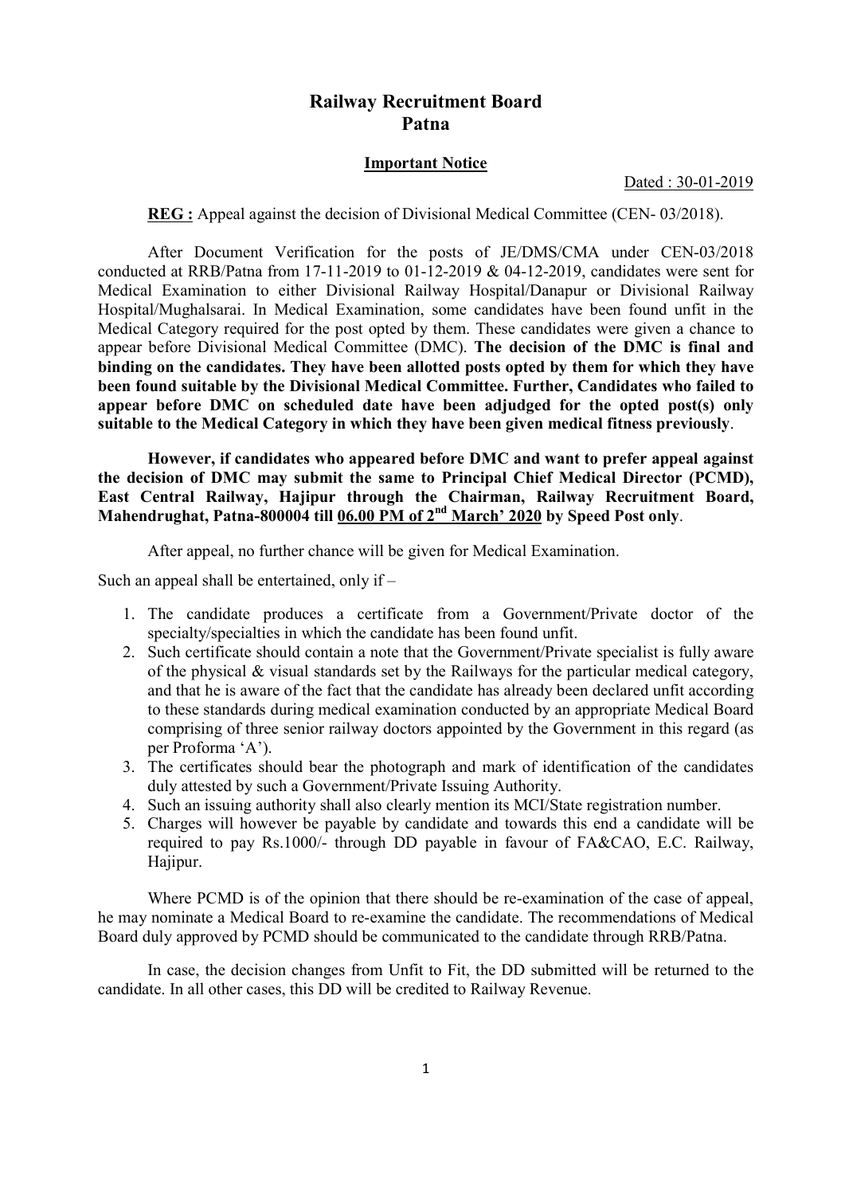# Railway Recruitment Board
# Patna

## Important Notice

Dated : 30-01-2019

**REG :** Appeal against the decision of Divisional Medical Committee (CEN- 03/2018).

After Document Verification for the posts of JE/DMS/CMA under CEN-03/2018 conducted at RRB/Patna from 17-11-2019 to 01-12-2019 & 04-12-2019, candidates were sent for Medical Examination to either Divisional Railway Hospital/Danapur or Divisional Railway Hospital/Mughalsarai. In Medical Examination, some candidates have been found unfit in the Medical Category required for the post opted by them. These candidates were given a chance to appear before Divisional Medical Committee (DMC). **The decision of the DMC is final and binding on the candidates. They have been allotted posts opted by them for which they have been found suitable by the Divisional Medical Committee. Further, Candidates who failed to appear before DMC on scheduled date have been adjudged for the opted post(s) only suitable to the Medical Category in which they have been given medical fitness previously**.

**However, if candidates who appeared before DMC and want to prefer appeal against the decision of DMC may submit the same to Principal Chief Medical Director (PCMD), East Central Railway, Hajipur through the Chairman, Railway Recruitment Board, Mahendrughat, Patna-800004 till 06.00 PM of 2nd March' 2020 by Speed Post only**.

After appeal, no further chance will be given for Medical Examination.

Such an appeal shall be entertained, only if –

1. The candidate produces a certificate from a Government/Private doctor of the specialty/specialties in which the candidate has been found unfit.
2. Such certificate should contain a note that the Government/Private specialist is fully aware of the physical & visual standards set by the Railways for the particular medical category, and that he is aware of the fact that the candidate has already been declared unfit according to these standards during medical examination conducted by an appropriate Medical Board comprising of three senior railway doctors appointed by the Government in this regard (as per Proforma 'A').
3. The certificates should bear the photograph and mark of identification of the candidates duly attested by such a Government/Private Issuing Authority.
4. Such an issuing authority shall also clearly mention its MCI/State registration number.
5. Charges will however be payable by candidate and towards this end a candidate will be required to pay Rs.1000/- through DD payable in favour of FA&CAO, E.C. Railway, Hajipur.

Where PCMD is of the opinion that there should be re-examination of the case of appeal, he may nominate a Medical Board to re-examine the candidate. The recommendations of Medical Board duly approved by PCMD should be communicated to the candidate through RRB/Patna.

In case, the decision changes from Unfit to Fit, the DD submitted will be returned to the candidate. In all other cases, this DD will be credited to Railway Revenue.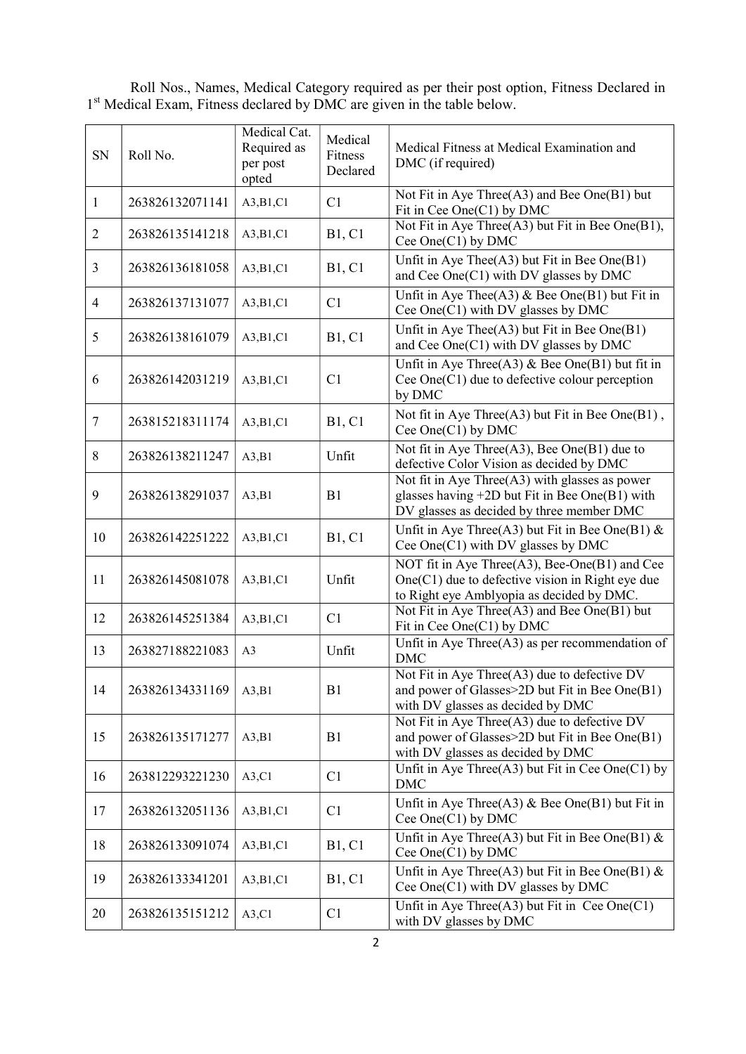Roll Nos., Names, Medical Category required as per their post option, Fitness Declared in 1st Medical Exam, Fitness declared by DMC are given in the table below.

| SN | Roll No. | Medical Cat. Required as per post opted | Medical Fitness Declared | Medical Fitness at Medical Examination and DMC (if required) |
|---|---|---|---|---|
| 1 | 263826132071141 | A3,B1,C1 | C1 | Not Fit in Aye Three(A3) and Bee One(B1) but Fit in Cee One(C1) by DMC |
| 2 | 263826135141218 | A3,B1,C1 | B1, C1 | Not Fit in Aye Three(A3) but Fit in Bee One(B1), Cee One(C1) by DMC |
| 3 | 263826136181058 | A3,B1,C1 | B1, C1 | Unfit in Aye Thee(A3) but Fit in Bee One(B1) and Cee One(C1) with DV glasses by DMC |
| 4 | 263826137131077 | A3,B1,C1 | C1 | Unfit in Aye Thee(A3) & Bee One(B1) but Fit in Cee One(C1) with DV glasses by DMC |
| 5 | 263826138161079 | A3,B1,C1 | B1, C1 | Unfit in Aye Thee(A3) but Fit in Bee One(B1) and Cee One(C1) with DV glasses by DMC |
| 6 | 263826142031219 | A3,B1,C1 | C1 | Unfit in Aye Three(A3) & Bee One(B1) but fit in Cee One(C1) due to defective colour perception by DMC |
| 7 | 263815218311174 | A3,B1,C1 | B1, C1 | Not fit in Aye Three(A3) but Fit in Bee One(B1) , Cee One(C1) by DMC |
| 8 | 263826138211247 | A3,B1 | Unfit | Not fit in Aye Three(A3), Bee One(B1) due to defective Color Vision as decided by DMC |
| 9 | 263826138291037 | A3,B1 | B1 | Not fit in Aye Three(A3) with glasses as power glasses having +2D but Fit in Bee One(B1) with DV glasses as decided by three member DMC |
| 10 | 263826142251222 | A3,B1,C1 | B1, C1 | Unfit in Aye Three(A3) but Fit in Bee One(B1) & Cee One(C1) with DV glasses by DMC |
| 11 | 263826145081078 | A3,B1,C1 | Unfit | NOT fit in Aye Three(A3), Bee-One(B1) and Cee One(C1) due to defective vision in Right eye due to Right eye Amblyopia as decided by DMC. |
| 12 | 263826145251384 | A3,B1,C1 | C1 | Not Fit in Aye Three(A3) and Bee One(B1) but Fit in Cee One(C1) by DMC |
| 13 | 263827188221083 | A3 | Unfit | Unfit in Aye Three(A3) as per recommendation of DMC |
| 14 | 263826134331169 | A3,B1 | B1 | Not Fit in Aye Three(A3) due to defective DV and power of Glasses>2D but Fit in Bee One(B1) with DV glasses as decided by DMC |
| 15 | 263826135171277 | A3,B1 | B1 | Not Fit in Aye Three(A3) due to defective DV and power of Glasses>2D but Fit in Bee One(B1) with DV glasses as decided by DMC |
| 16 | 263812293221230 | A3,C1 | C1 | Unfit in Aye Three(A3) but Fit in Cee One(C1) by DMC |
| 17 | 263826132051136 | A3,B1,C1 | C1 | Unfit in Aye Three(A3) & Bee One(B1) but Fit in Cee One(C1) by DMC |
| 18 | 263826133091074 | A3,B1,C1 | B1, C1 | Unfit in Aye Three(A3) but Fit in Bee One(B1) & Cee One(C1) by DMC |
| 19 | 263826133341201 | A3,B1,C1 | B1, C1 | Unfit in Aye Three(A3) but Fit in Bee One(B1) & Cee One(C1) with DV glasses by DMC |
| 20 | 263826135151212 | A3,C1 | C1 | Unfit in Aye Three(A3) but Fit in Cee One(C1) with DV glasses by DMC |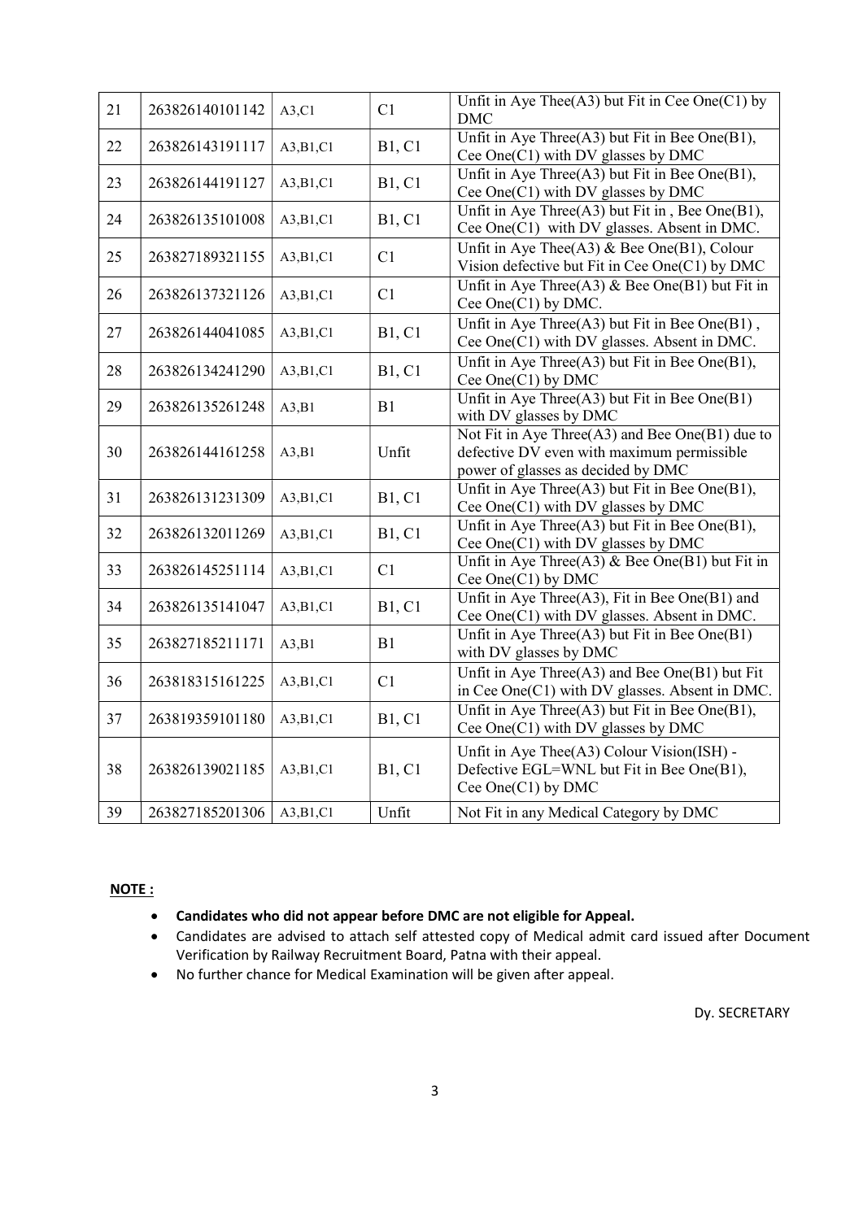| 21 | 263826140101142 | A3,C1 | C1 | Unfit in Aye Thee(A3) but Fit in Cee One(C1) by DMC |
|---|---|---|---|---|
| 22 | 263826143191117 | A3,B1,C1 | B1, C1 | Unfit in Aye Three(A3) but Fit in Bee One(B1), Cee One(C1) with DV glasses by DMC |
| 23 | 263826144191127 | A3,B1,C1 | B1, C1 | Unfit in Aye Three(A3) but Fit in Bee One(B1), Cee One(C1) with DV glasses by DMC |
| 24 | 263826135101008 | A3,B1,C1 | B1, C1 | Unfit in Aye Three(A3) but Fit in , Bee One(B1), Cee One(C1) with DV glasses. Absent in DMC. |
| 25 | 263827189321155 | A3,B1,C1 | C1 | Unfit in Aye Thee(A3) & Bee One(B1), Colour Vision defective but Fit in Cee One(C1) by DMC |
| 26 | 263826137321126 | A3,B1,C1 | C1 | Unfit in Aye Three(A3) & Bee One(B1) but Fit in Cee One(C1) by DMC. |
| 27 | 263826144041085 | A3,B1,C1 | B1, C1 | Unfit in Aye Three(A3) but Fit in Bee One(B1) , Cee One(C1) with DV glasses. Absent in DMC. |
| 28 | 263826134241290 | A3,B1,C1 | B1, C1 | Unfit in Aye Three(A3) but Fit in Bee One(B1), Cee One(C1) by DMC |
| 29 | 263826135261248 | A3,B1 | B1 | Unfit in Aye Three(A3) but Fit in Bee One(B1) with DV glasses by DMC |
| 30 | 263826144161258 | A3,B1 | Unfit | Not Fit in Aye Three(A3) and Bee One(B1) due to defective DV even with maximum permissible power of glasses as decided by DMC |
| 31 | 263826131231309 | A3,B1,C1 | B1, C1 | Unfit in Aye Three(A3) but Fit in Bee One(B1), Cee One(C1) with DV glasses by DMC |
| 32 | 263826132011269 | A3,B1,C1 | B1, C1 | Unfit in Aye Three(A3) but Fit in Bee One(B1), Cee One(C1) with DV glasses by DMC |
| 33 | 263826145251114 | A3,B1,C1 | C1 | Unfit in Aye Three(A3) & Bee One(B1) but Fit in Cee One(C1) by DMC |
| 34 | 263826135141047 | A3,B1,C1 | B1, C1 | Unfit in Aye Three(A3), Fit in Bee One(B1) and Cee One(C1) with DV glasses. Absent in DMC. |
| 35 | 263827185211171 | A3,B1 | B1 | Unfit in Aye Three(A3) but Fit in Bee One(B1) with DV glasses by DMC |
| 36 | 263818315161225 | A3,B1,C1 | C1 | Unfit in Aye Three(A3) and Bee One(B1) but Fit in Cee One(C1) with DV glasses. Absent in DMC. |
| 37 | 263819359101180 | A3,B1,C1 | B1, C1 | Unfit in Aye Three(A3) but Fit in Bee One(B1), Cee One(C1) with DV glasses by DMC |
| 38 | 263826139021185 | A3,B1,C1 | B1, C1 | Unfit in Aye Thee(A3) Colour Vision(ISH) - Defective EGL=WNL but Fit in Bee One(B1), Cee One(C1) by DMC |
| 39 | 263827185201306 | A3,B1,C1 | Unfit | Not Fit in any Medical Category by DMC |

**NOTE :**

- **Candidates who did not appear before DMC are not eligible for Appeal.**
- Candidates are advised to attach self attested copy of Medical admit card issued after Document Verification by Railway Recruitment Board, Patna with their appeal.
- No further chance for Medical Examination will be given after appeal.

Dy. SECRETARY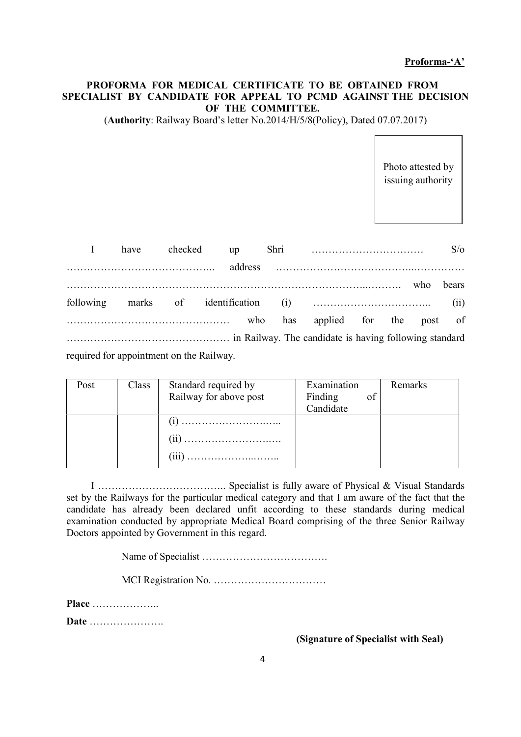**Proforma-'A'**

**PROFORMA FOR MEDICAL CERTIFICATE TO BE OBTAINED FROM SPECIALIST BY CANDIDATE FOR APPEAL TO PCMD AGAINST THE DECISION OF THE COMMITTEE.**

(**Authority**: Railway Board's letter No.2014/H/5/8(Policy), Dated 07.07.2017)

Photo attested by issuing authority

I have checked up Shri …………………………… S/o …………………………………….. address ……………………………………………… …………………………………………………………………………………. who bears following marks of identification (i) …………………………….. (ii) ………………………………………… who has applied for the post of ………………………………………… in Railway. The candidate is having following standard required for appointment on the Railway.

| Post | Class | Standard required by Railway for above post | Examination Finding of Candidate | Remarks |
|---|---|---|---|---|
| | | (i) ……………………….. <br> (ii) ………………………. <br> (iii) ……………….…….. | | |

I ……………………………….. Specialist is fully aware of Physical & Visual Standards set by the Railways for the particular medical category and that I am aware of the fact that the candidate has already been declared unfit according to these standards during medical examination conducted by appropriate Medical Board comprising of the three Senior Railway Doctors appointed by Government in this regard.

Name of Specialist ……………………………….

MCI Registration No. ……………………………

**Place** ………………..

**Date** ………………….

**(Signature of Specialist with Seal)**